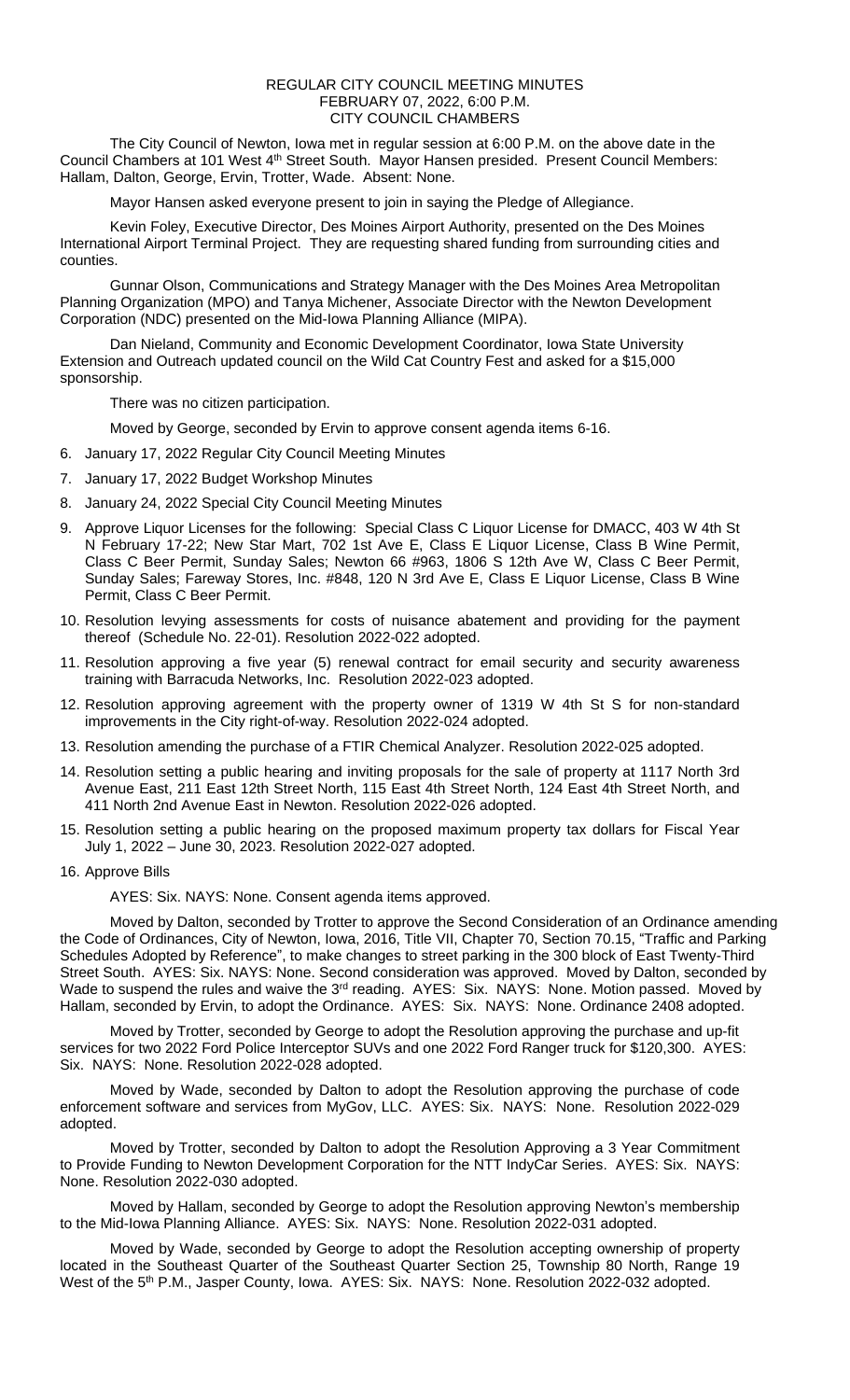# REGULAR CITY COUNCIL MEETING MINUTES
## FEBRUARY 07, 2022, 6:00 P.M.
## CITY COUNCIL CHAMBERS

The City Council of Newton, Iowa met in regular session at 6:00 P.M. on the above date in the Council Chambers at 101 West 4th Street South. Mayor Hansen presided. Present Council Members: Hallam, Dalton, George, Ervin, Trotter, Wade. Absent: None.

Mayor Hansen asked everyone present to join in saying the Pledge of Allegiance.

Kevin Foley, Executive Director, Des Moines Airport Authority, presented on the Des Moines International Airport Terminal Project. They are requesting shared funding from surrounding cities and counties.

Gunnar Olson, Communications and Strategy Manager with the Des Moines Area Metropolitan Planning Organization (MPO) and Tanya Michener, Associate Director with the Newton Development Corporation (NDC) presented on the Mid-Iowa Planning Alliance (MIPA).

Dan Nieland, Community and Economic Development Coordinator, Iowa State University Extension and Outreach updated council on the Wild Cat Country Fest and asked for a $15,000 sponsorship.

There was no citizen participation.

Moved by George, seconded by Ervin to approve consent agenda items 6-16.

6. January 17, 2022 Regular City Council Meeting Minutes
7. January 17, 2022 Budget Workshop Minutes
8. January 24, 2022 Special City Council Meeting Minutes
9. Approve Liquor Licenses for the following: Special Class C Liquor License for DMACC, 403 W 4th St N February 17-22; New Star Mart, 702 1st Ave E, Class E Liquor License, Class B Wine Permit, Class C Beer Permit, Sunday Sales; Newton 66 #963, 1806 S 12th Ave W, Class C Beer Permit, Sunday Sales; Fareway Stores, Inc. #848, 120 N 3rd Ave E, Class E Liquor License, Class B Wine Permit, Class C Beer Permit.
10. Resolution levying assessments for costs of nuisance abatement and providing for the payment thereof (Schedule No. 22-01). Resolution 2022-022 adopted.
11. Resolution approving a five year (5) renewal contract for email security and security awareness training with Barracuda Networks, Inc. Resolution 2022-023 adopted.
12. Resolution approving agreement with the property owner of 1319 W 4th St S for non-standard improvements in the City right-of-way. Resolution 2022-024 adopted.
13. Resolution amending the purchase of a FTIR Chemical Analyzer. Resolution 2022-025 adopted.
14. Resolution setting a public hearing and inviting proposals for the sale of property at 1117 North 3rd Avenue East, 211 East 12th Street North, 115 East 4th Street North, 124 East 4th Street North, and 411 North 2nd Avenue East in Newton. Resolution 2022-026 adopted.
15. Resolution setting a public hearing on the proposed maximum property tax dollars for Fiscal Year July 1, 2022 – June 30, 2023. Resolution 2022-027 adopted.
16. Approve Bills

AYES: Six. NAYS: None. Consent agenda items approved.

Moved by Dalton, seconded by Trotter to approve the Second Consideration of an Ordinance amending the Code of Ordinances, City of Newton, Iowa, 2016, Title VII, Chapter 70, Section 70.15, "Traffic and Parking Schedules Adopted by Reference", to make changes to street parking in the 300 block of East Twenty-Third Street South. AYES: Six. NAYS: None. Second consideration was approved. Moved by Dalton, seconded by Wade to suspend the rules and waive the 3rd reading. AYES: Six. NAYS: None. Motion passed. Moved by Hallam, seconded by Ervin, to adopt the Ordinance. AYES: Six. NAYS: None. Ordinance 2408 adopted.

Moved by Trotter, seconded by George to adopt the Resolution approving the purchase and up-fit services for two 2022 Ford Police Interceptor SUVs and one 2022 Ford Ranger truck for $120,300. AYES: Six. NAYS: None. Resolution 2022-028 adopted.

Moved by Wade, seconded by Dalton to adopt the Resolution approving the purchase of code enforcement software and services from MyGov, LLC. AYES: Six. NAYS: None. Resolution 2022-029 adopted.

Moved by Trotter, seconded by Dalton to adopt the Resolution Approving a 3 Year Commitment to Provide Funding to Newton Development Corporation for the NTT IndyCar Series. AYES: Six. NAYS: None. Resolution 2022-030 adopted.

Moved by Hallam, seconded by George to adopt the Resolution approving Newton's membership to the Mid-Iowa Planning Alliance. AYES: Six. NAYS: None. Resolution 2022-031 adopted.

Moved by Wade, seconded by George to adopt the Resolution accepting ownership of property located in the Southeast Quarter of the Southeast Quarter Section 25, Township 80 North, Range 19 West of the 5th P.M., Jasper County, Iowa. AYES: Six. NAYS: None. Resolution 2022-032 adopted.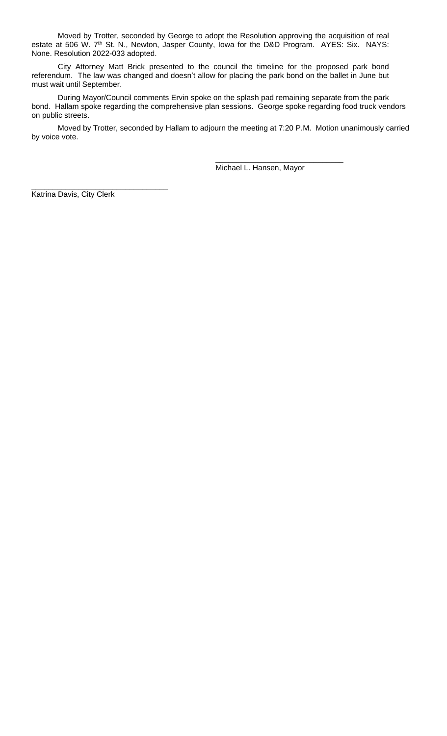Moved by Trotter, seconded by George to adopt the Resolution approving the acquisition of real estate at 506 W. 7th St. N., Newton, Jasper County, Iowa for the D&D Program. AYES: Six. NAYS: None. Resolution 2022-033 adopted.

City Attorney Matt Brick presented to the council the timeline for the proposed park bond referendum. The law was changed and doesn't allow for placing the park bond on the ballet in June but must wait until September.

During Mayor/Council comments Ervin spoke on the splash pad remaining separate from the park bond. Hallam spoke regarding the comprehensive plan sessions. George spoke regarding food truck vendors on public streets.

Moved by Trotter, seconded by Hallam to adjourn the meeting at 7:20 P.M. Motion unanimously carried by voice vote.

\_\_\_\_\_\_\_\_\_\_\_\_\_\_\_\_\_\_\_\_\_\_\_\_\_\_\_\_\_\_
Michael L. Hansen, Mayor

\_\_\_\_\_\_\_\_\_\_\_\_\_\_\_\_\_\_\_\_\_\_\_\_\_\_\_\_\_\_
Katrina Davis, City Clerk